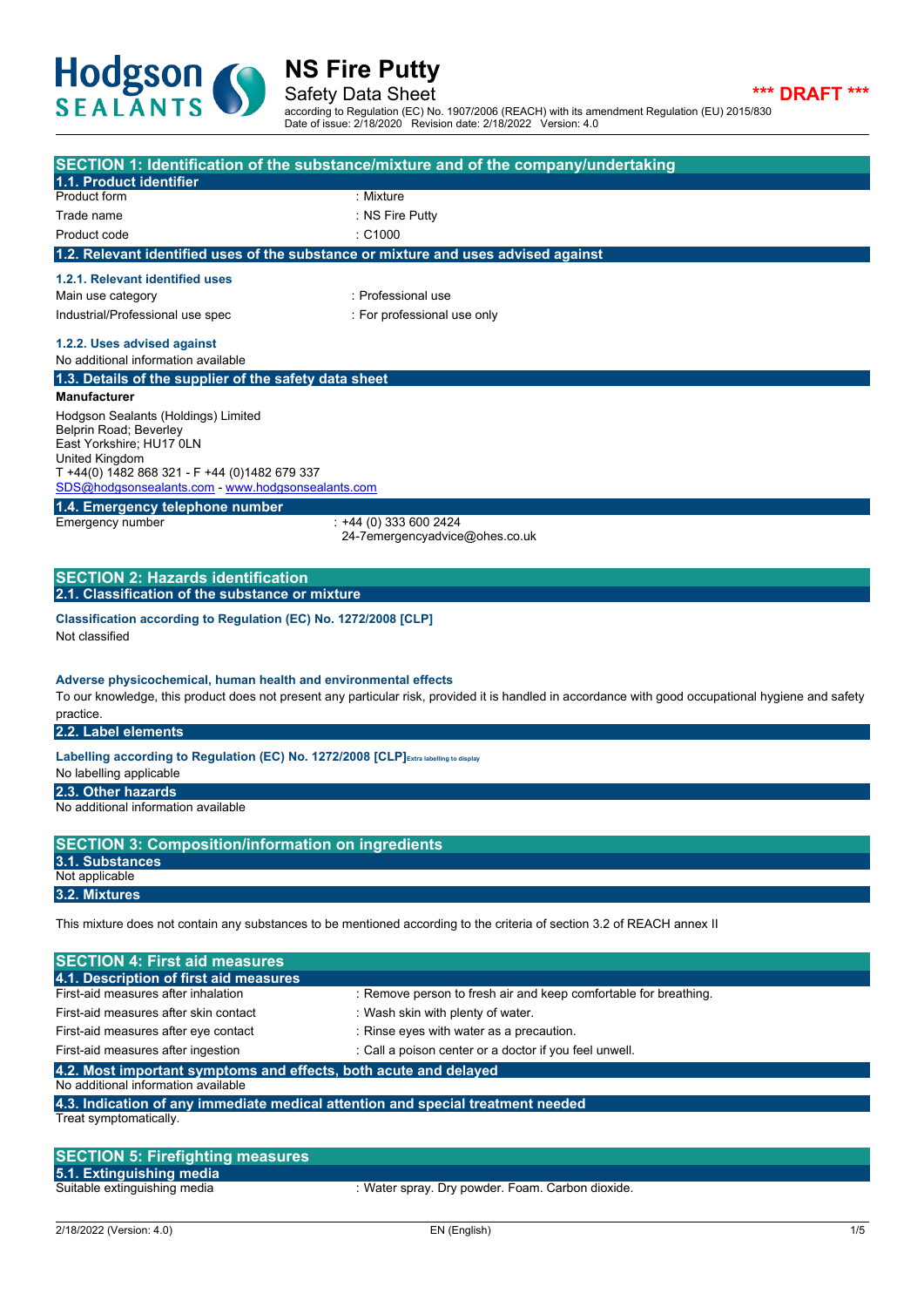# NS Fire Putty

Safety Data Sheet

according to Regulation (EC) No. 1907/2006 (REACH) with its amendment Regulation (EU) 2015/830
Date of issue: 2/18/2020 Revision date: 2/18/2022 Version: 4.0

*** DRAFT ***

## SECTION 1: Identification of the substance/mixture and of the company/undertaking

### 1.1. Product identifier

| | |
|---|---|
| Product form | : Mixture |
| Trade name | : NS Fire Putty |
| Product code | : C1000 |

### 1.2. Relevant identified uses of the substance or mixture and uses advised against

#### 1.2.1. Relevant identified uses

| | |
|---|---|
| Main use category | : Professional use |
| Industrial/Professional use spec | : For professional use only |

#### 1.2.2. Uses advised against

No additional information available

### 1.3. Details of the supplier of the safety data sheet

**Manufacturer**

Hodgson Sealants (Holdings) Limited
Belprin Road; Beverley
East Yorkshire; HU17 0LN
United Kingdom
T +44(0) 1482 868 321 - F +44 (0)1482 679 337
SDS@hodgsonsealants.com - www.hodgsonsealants.com

### 1.4. Emergency telephone number

| | |
|---|---|
| Emergency number | : +44 (0) 333 600 2424<br>24-7emergencyadvice@ohes.co.uk |

## SECTION 2: Hazards identification

### 2.1. Classification of the substance or mixture

**Classification according to Regulation (EC) No. 1272/2008 [CLP]**

Not classified

**Adverse physicochemical, human health and environmental effects**

To our knowledge, this product does not present any particular risk, provided it is handled in accordance with good occupational hygiene and safety practice.

### 2.2. Label elements

**Labelling according to Regulation (EC) No. 1272/2008 [CLP]**Extra labelling to display

No labelling applicable

### 2.3. Other hazards

No additional information available

## SECTION 3: Composition/information on ingredients

### 3.1. Substances

Not applicable

### 3.2. Mixtures

This mixture does not contain any substances to be mentioned according to the criteria of section 3.2 of REACH annex II

## SECTION 4: First aid measures

### 4.1. Description of first aid measures

| | |
|---|---|
| First-aid measures after inhalation | : Remove person to fresh air and keep comfortable for breathing. |
| First-aid measures after skin contact | : Wash skin with plenty of water. |
| First-aid measures after eye contact | : Rinse eyes with water as a precaution. |
| First-aid measures after ingestion | : Call a poison center or a doctor if you feel unwell. |

### 4.2. Most important symptoms and effects, both acute and delayed

No additional information available

### 4.3. Indication of any immediate medical attention and special treatment needed

Treat symptomatically.

## SECTION 5: Firefighting measures

### 5.1. Extinguishing media

| | |
|---|---|
| Suitable extinguishing media | : Water spray. Dry powder. Foam. Carbon dioxide. |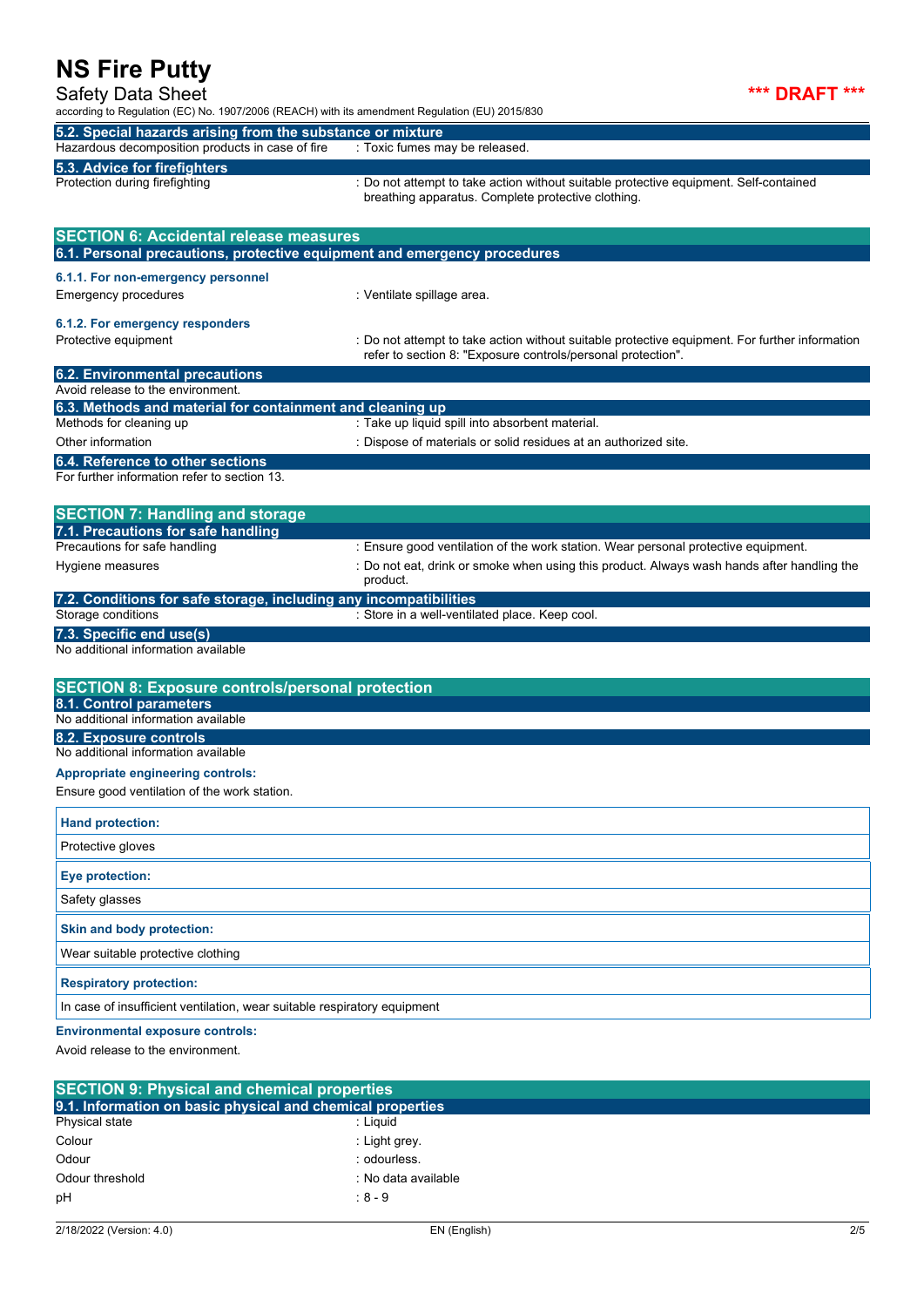### 5.2. Special hazards arising from the substance or mixture

| | |
|---|---|
| Hazardous decomposition products in case of fire | : Toxic fumes may be released. |

### 5.3. Advice for firefighters

| | |
|---|---|
| Protection during firefighting | : Do not attempt to take action without suitable protective equipment. Self-contained breathing apparatus. Complete protective clothing. |

## SECTION 6: Accidental release measures

### 6.1. Personal precautions, protective equipment and emergency procedures

#### 6.1.1. For non-emergency personnel

| | |
|---|---|
| Emergency procedures | : Ventilate spillage area. |

#### 6.1.2. For emergency responders

| | |
|---|---|
| Protective equipment | : Do not attempt to take action without suitable protective equipment. For further information refer to section 8: "Exposure controls/personal protection". |

### 6.2. Environmental precautions

Avoid release to the environment.

### 6.3. Methods and material for containment and cleaning up

| | |
|---|---|
| Methods for cleaning up | : Take up liquid spill into absorbent material. |
| Other information | : Dispose of materials or solid residues at an authorized site. |

### 6.4. Reference to other sections

For further information refer to section 13.

## SECTION 7: Handling and storage

### 7.1. Precautions for safe handling

| | |
|---|---|
| Precautions for safe handling | : Ensure good ventilation of the work station. Wear personal protective equipment. |
| Hygiene measures | : Do not eat, drink or smoke when using this product. Always wash hands after handling the product. |

### 7.2. Conditions for safe storage, including any incompatibilities

| | |
|---|---|
| Storage conditions | : Store in a well-ventilated place. Keep cool. |

### 7.3. Specific end use(s)

No additional information available

## SECTION 8: Exposure controls/personal protection

### 8.1. Control parameters

No additional information available

### 8.2. Exposure controls

No additional information available

**Appropriate engineering controls:**

Ensure good ventilation of the work station.

**Hand protection:**

Protective gloves

**Eye protection:**

Safety glasses

**Skin and body protection:**

Wear suitable protective clothing

**Respiratory protection:**

In case of insufficient ventilation, wear suitable respiratory equipment

**Environmental exposure controls:**

Avoid release to the environment.

## SECTION 9: Physical and chemical properties

### 9.1. Information on basic physical and chemical properties

| | |
|---|---|
| Physical state | : Liquid |
| Colour | : Light grey. |
| Odour | : odourless. |
| Odour threshold | : No data available |
| pH | : 8 - 9 |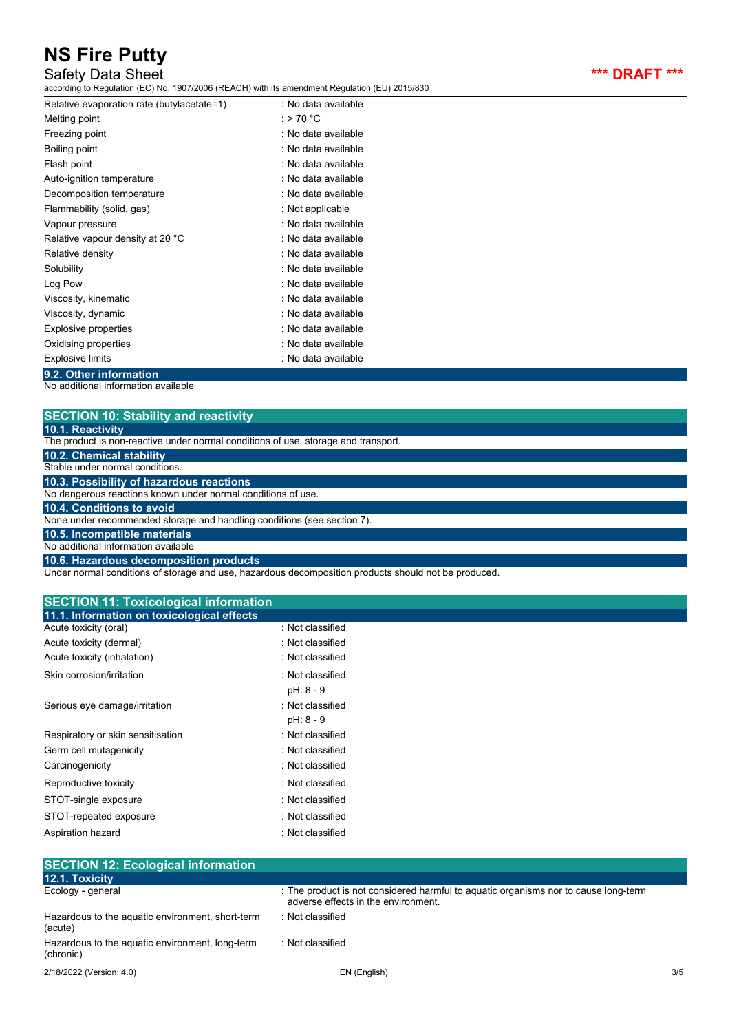| | |
|---|---|
| Relative evaporation rate (butylacetate=1) | : No data available |
| Melting point | : > 70 °C |
| Freezing point | : No data available |
| Boiling point | : No data available |
| Flash point | : No data available |
| Auto-ignition temperature | : No data available |
| Decomposition temperature | : No data available |
| Flammability (solid, gas) | : Not applicable |
| Vapour pressure | : No data available |
| Relative vapour density at 20 °C | : No data available |
| Relative density | : No data available |
| Solubility | : No data available |
| Log Pow | : No data available |
| Viscosity, kinematic | : No data available |
| Viscosity, dynamic | : No data available |
| Explosive properties | : No data available |
| Oxidising properties | : No data available |
| Explosive limits | : No data available |

### 9.2. Other information

No additional information available

## SECTION 10: Stability and reactivity

### 10.1. Reactivity

The product is non-reactive under normal conditions of use, storage and transport.

### 10.2. Chemical stability

Stable under normal conditions.

### 10.3. Possibility of hazardous reactions

No dangerous reactions known under normal conditions of use.

### 10.4. Conditions to avoid

None under recommended storage and handling conditions (see section 7).

### 10.5. Incompatible materials

No additional information available

### 10.6. Hazardous decomposition products

Under normal conditions of storage and use, hazardous decomposition products should not be produced.

## SECTION 11: Toxicological information

### 11.1. Information on toxicological effects

| | |
|---|---|
| Acute toxicity (oral) | : Not classified |
| Acute toxicity (dermal) | : Not classified |
| Acute toxicity (inhalation) | : Not classified |
| Skin corrosion/irritation | : Not classified<br>pH: 8 - 9 |
| Serious eye damage/irritation | : Not classified<br>pH: 8 - 9 |
| Respiratory or skin sensitisation | : Not classified |
| Germ cell mutagenicity | : Not classified |
| Carcinogenicity | : Not classified |
| Reproductive toxicity | : Not classified |
| STOT-single exposure | : Not classified |
| STOT-repeated exposure | : Not classified |
| Aspiration hazard | : Not classified |

## SECTION 12: Ecological information

### 12.1. Toxicity

| | |
|---|---|
| Ecology - general | : The product is not considered harmful to aquatic organisms nor to cause long-term adverse effects in the environment. |
| Hazardous to the aquatic environment, short-term (acute) | : Not classified |
| Hazardous to the aquatic environment, long-term (chronic) | : Not classified |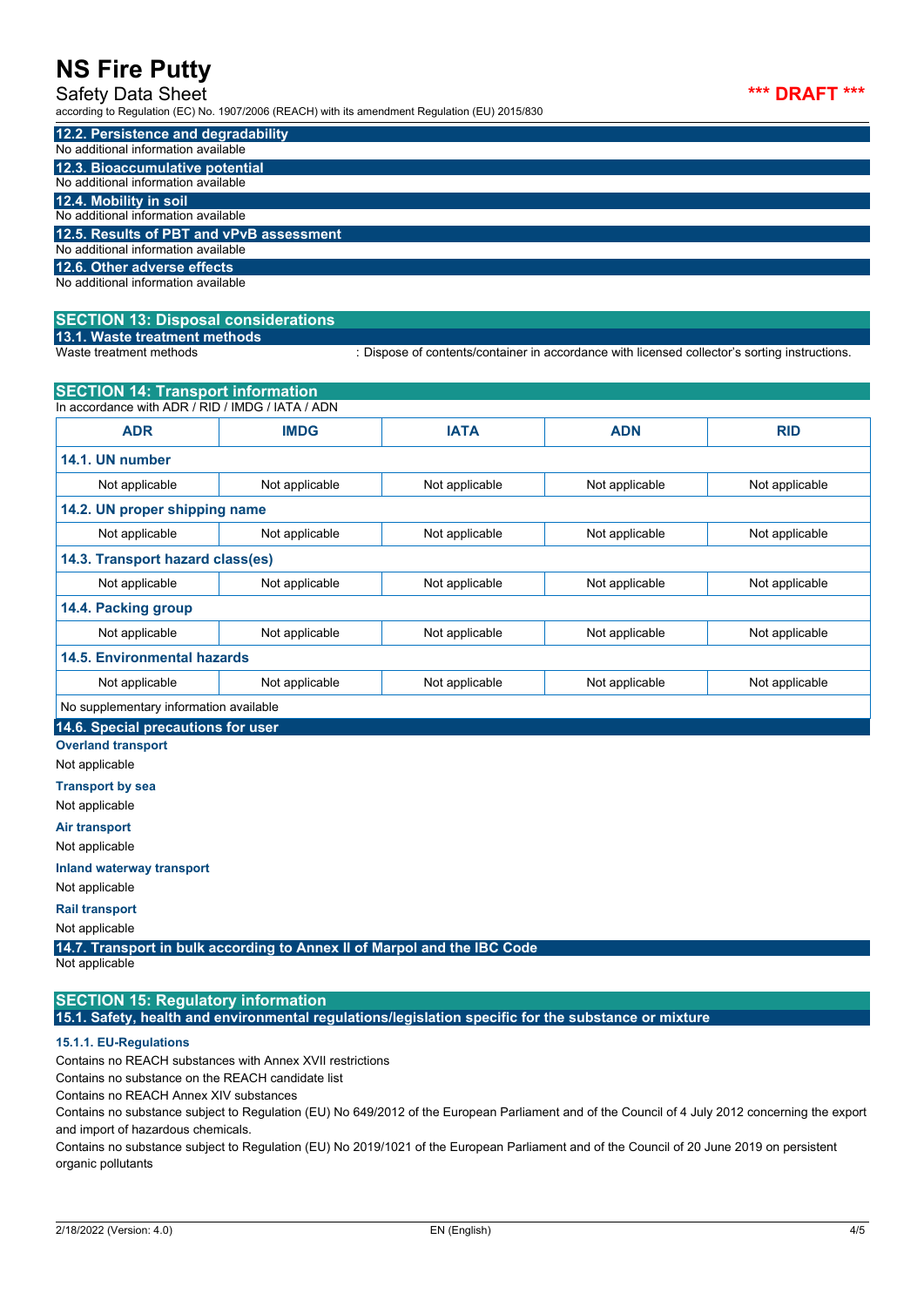### 12.2. Persistence and degradability

No additional information available

### 12.3. Bioaccumulative potential

No additional information available

### 12.4. Mobility in soil

No additional information available

### 12.5. Results of PBT and vPvB assessment

No additional information available

### 12.6. Other adverse effects

No additional information available

## SECTION 13: Disposal considerations

### 13.1. Waste treatment methods

Waste treatment methods : Dispose of contents/container in accordance with licensed collector's sorting instructions.

## SECTION 14: Transport information

In accordance with ADR / RID / IMDG / IATA / ADN

| ADR | IMDG | IATA | ADN | RID |
|---|---|---|---|---|
| **14.1. UN number** | | | | |
| Not applicable | Not applicable | Not applicable | Not applicable | Not applicable |
| **14.2. UN proper shipping name** | | | | |
| Not applicable | Not applicable | Not applicable | Not applicable | Not applicable |
| **14.3. Transport hazard class(es)** | | | | |
| Not applicable | Not applicable | Not applicable | Not applicable | Not applicable |
| **14.4. Packing group** | | | | |
| Not applicable | Not applicable | Not applicable | Not applicable | Not applicable |
| **14.5. Environmental hazards** | | | | |
| Not applicable | Not applicable | Not applicable | Not applicable | Not applicable |
| No supplementary information available | | | | |

### 14.6. Special precautions for user

**Overland transport**

Not applicable

**Transport by sea**

Not applicable

**Air transport**

Not applicable

**Inland waterway transport**

Not applicable

**Rail transport**

Not applicable

### 14.7. Transport in bulk according to Annex II of Marpol and the IBC Code

Not applicable

## SECTION 15: Regulatory information

### 15.1. Safety, health and environmental regulations/legislation specific for the substance or mixture

**15.1.1. EU-Regulations**

Contains no REACH substances with Annex XVII restrictions

Contains no substance on the REACH candidate list

Contains no REACH Annex XIV substances

Contains no substance subject to Regulation (EU) No 649/2012 of the European Parliament and of the Council of 4 July 2012 concerning the export and import of hazardous chemicals.

Contains no substance subject to Regulation (EU) No 2019/1021 of the European Parliament and of the Council of 20 June 2019 on persistent organic pollutants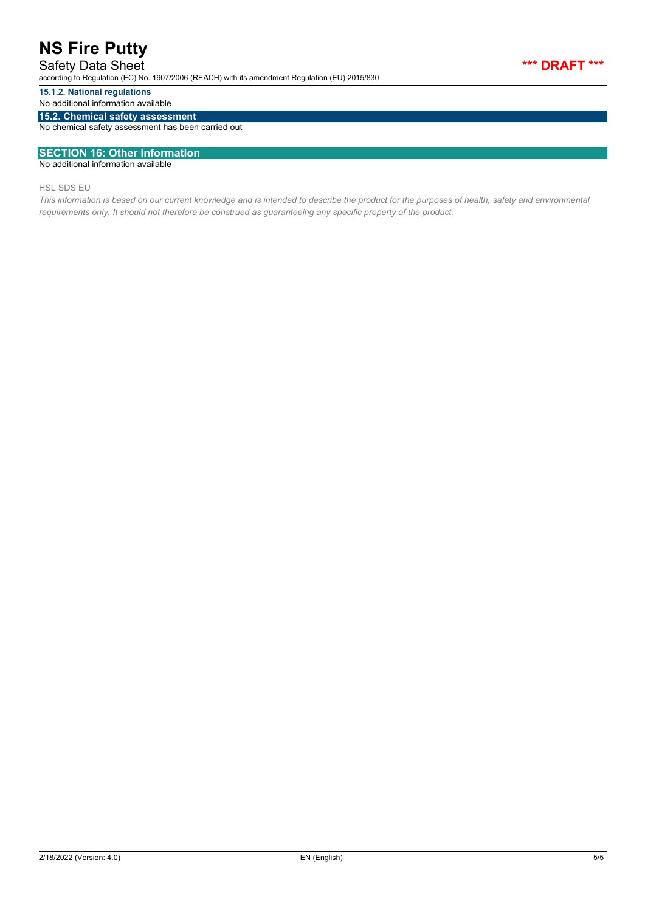#### 15.1.2. National regulations

No additional information available

### 15.2. Chemical safety assessment

No chemical safety assessment has been carried out

## SECTION 16: Other information

No additional information available

HSL SDS EU

*This information is based on our current knowledge and is intended to describe the product for the purposes of health, safety and environmental requirements only. It should not therefore be construed as guaranteeing any specific property of the product.*